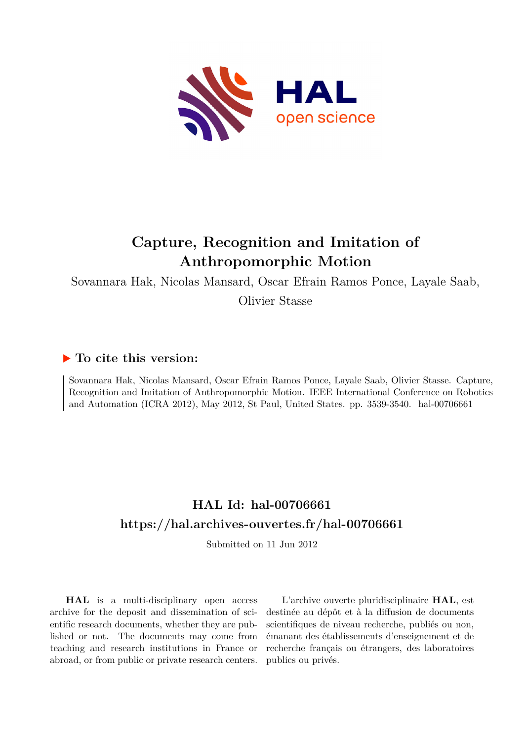# Capture, Recognition and Imitation of Anthropomorphic Motion

Sovannara Hak, Nicolas Mansard, Oscar Efrain Ramos Ponce, Layale Saab, Olivier Stasse

## To cite this version:

Sovannara Hak, Nicolas Mansard, Oscar Efrain Ramos Ponce, Layale Saab, Olivier Stasse. Capture, Recognition and Imitation of Anthropomorphic Motion. IEEE International Conference on Robotics and Automation (ICRA 2012), May 2012, St Paul, United States. pp. 3539-3540. hal-00706661

## HAL Id: hal-00706661

## https://hal.archives-ouvertes.fr/hal-00706661

Submitted on 11 Jun 2012

**HAL** is a multi-disciplinary open access archive for the deposit and dissemination of scientific research documents, whether they are published or not. The documents may come from teaching and research institutions in France or abroad, or from public or private research centers.

L'archive ouverte pluridisciplinaire **HAL**, est destinée au dépôt et à la diffusion de documents scientifiques de niveau recherche, publiés ou non, émanant des établissements d'enseignement et de recherche français ou étrangers, des laboratoires publics ou privés.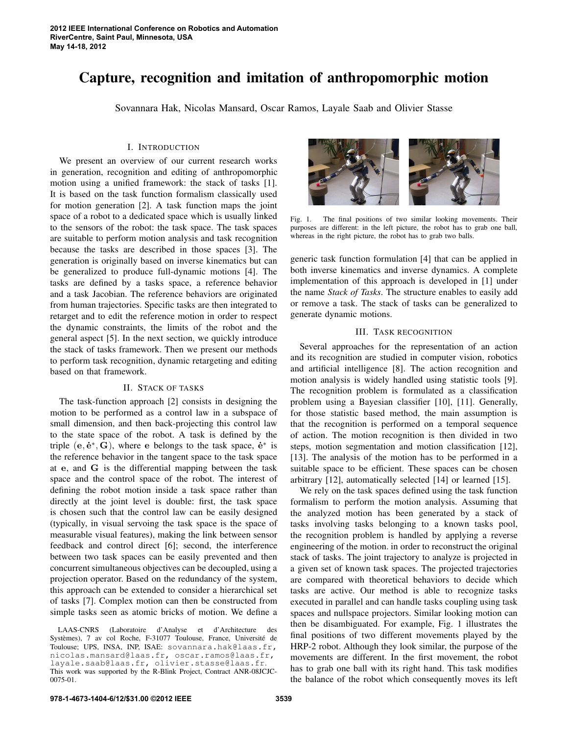# Capture, recognition and imitation of anthropomorphic motion

Sovannara Hak, Nicolas Mansard, Oscar Ramos, Layale Saab and Olivier Stasse

## I. Introduction

We present an overview of our current research works in generation, recognition and editing of anthropomorphic motion using a unified framework: the stack of tasks [1]. It is based on the task function formalism classically used for motion generation [2]. A task function maps the joint space of a robot to a dedicated space which is usually linked to the sensors of the robot: the task space. The task spaces are suitable to perform motion analysis and task recognition because the tasks are described in those spaces [3]. The generation is originally based on inverse kinematics but can be generalized to produce full-dynamic motions [4]. The tasks are defined by a tasks space, a reference behavior and a task Jacobian. The reference behaviors are originated from human trajectories. Specific tasks are then integrated to retarget and to edit the reference motion in order to respect the dynamic constraints, the limits of the robot and the general aspect [5]. In the next section, we quickly introduce the stack of tasks framework. Then we present our methods to perform task recognition, dynamic retargeting and editing based on that framework.

## II. Stack of tasks

The task-function approach [2] consists in designing the motion to be performed as a control law in a subspace of small dimension, and then back-projecting this control law to the state space of the robot. A task is defined by the triple $(\mathbf{e}, \dot{\mathbf{e}}^*, \mathbf{G})$, where $\mathbf{e}$ belongs to the task space, $\dot{\mathbf{e}}^*$ is the reference behavior in the tangent space to the task space at $\mathbf{e}$, and $\mathbf{G}$ is the differential mapping between the task space and the control space of the robot. The interest of defining the robot motion inside a task space rather than directly at the joint level is double: first, the task space is chosen such that the control law can be easily designed (typically, in visual servoing the task space is the space of measurable visual features), making the link between sensor feedback and control direct [6]; second, the interference between two task spaces can be easily prevented and then concurrent simultaneous objectives can be decoupled, using a projection operator. Based on the redundancy of the system, this approach can be extended to consider a hierarchical set of tasks [7]. Complex motion can then be constructed from simple tasks seen as atomic bricks of motion. We define a generic task function formulation [4] that can be applied in both inverse kinematics and inverse dynamics. A complete implementation of this approach is developed in [1] under the name *Stack of Tasks*. The structure enables to easily add or remove a task. The stack of tasks can be generalized to generate dynamic motions.

LAAS-CNRS (Laboratoire d'Analyse et d'Architecture des Systèmes), 7 av col Roche, F-31077 Toulouse, France, Université de Toulouse; UPS, INSA, INP, ISAE: sovannara.hak@laas.fr, nicolas.mansard@laas.fr, oscar.ramos@laas.fr, layale.saab@laas.fr, olivier.stasse@laas.fr. This work was supported by the R-Blink Project, Contract ANR-08JCJC-0075-01.

Fig. 1. The final positions of two similar looking movements. Their purposes are different: in the left picture, the robot has to grab one ball, whereas in the right picture, the robot has to grab two balls.

## III. Task recognition

Several approaches for the representation of an action and its recognition are studied in computer vision, robotics and artificial intelligence [8]. The action recognition and motion analysis is widely handled using statistic tools [9]. The recognition problem is formulated as a classification problem using a Bayesian classifier [10], [11]. Generally, for those statistic based method, the main assumption is that the recognition is performed on a temporal sequence of action. The motion recognition is then divided in two steps, motion segmentation and motion classification [12], [13]. The analysis of the motion has to be performed in a suitable space to be efficient. These spaces can be chosen arbitrary [12], automatically selected [14] or learned [15].

We rely on the task spaces defined using the task function formalism to perform the motion analysis. Assuming that the analyzed motion has been generated by a stack of tasks involving tasks belonging to a known tasks pool, the recognition problem is handled by applying a reverse engineering of the motion. in order to reconstruct the original stack of tasks. The joint trajectory to analyze is projected in a given set of known task spaces. The projected trajectories are compared with theoretical behaviors to decide which tasks are active. Our method is able to recognize tasks executed in parallel and can handle tasks coupling using task spaces and nullspace projectors. Similar looking motion can then be disambiguated. For example, Fig. 1 illustrates the final positions of two different movements played by the HRP-2 robot. Although they look similar, the purpose of the movements are different. In the first movement, the robot has to grab one ball with its right hand. This task modifies the balance of the robot which consequently moves its left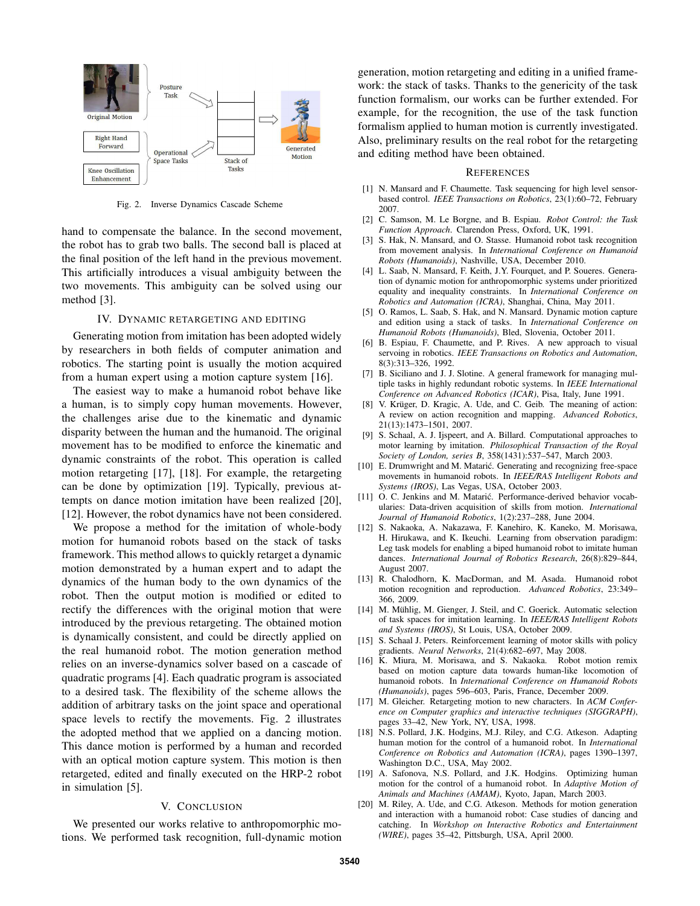Original Motion

Posture Task

Right Hand Forward

Knee Oscillation Enhancement

Operational Space Tasks

Stack of Tasks

Generated Motion

Fig. 2. Inverse Dynamics Cascade Scheme

hand to compensate the balance. In the second movement, the robot has to grab two balls. The second ball is placed at the final position of the left hand in the previous movement. This artificially introduces a visual ambiguity between the two movements. This ambiguity can be solved using our method [3].

## IV. Dynamic Retargeting and Editing

Generating motion from imitation has been adopted widely by researchers in both fields of computer animation and robotics. The starting point is usually the motion acquired from a human expert using a motion capture system [16].

The easiest way to make a humanoid robot behave like a human, is to simply copy human movements. However, the challenges arise due to the kinematic and dynamic disparity between the human and the humanoid. The original movement has to be modified to enforce the kinematic and dynamic constraints of the robot. This operation is called motion retargeting [17], [18]. For example, the retargeting can be done by optimization [19]. Typically, previous attempts on dance motion imitation have been realized [20], [12]. However, the robot dynamics have not been considered.

We propose a method for the imitation of whole-body motion for humanoid robots based on the stack of tasks framework. This method allows to quickly retarget a dynamic motion demonstrated by a human expert and to adapt the dynamics of the human body to the own dynamics of the robot. Then the output motion is modified or edited to rectify the differences with the original motion that were introduced by the previous retargeting. The obtained motion is dynamically consistent, and could be directly applied on the real humanoid robot. The motion generation method relies on an inverse-dynamics solver based on a cascade of quadratic programs [4]. Each quadratic program is associated to a desired task. The flexibility of the scheme allows the addition of arbitrary tasks on the joint space and operational space levels to rectify the movements. Fig. 2 illustrates the adopted method that we applied on a dancing motion. This dance motion is performed by a human and recorded with an optical motion capture system. This motion is then retargeted, edited and finally executed on the HRP-2 robot in simulation [5].

## V. Conclusion

We presented our works relative to anthropomorphic motions. We performed task recognition, full-dynamic motion generation, motion retargeting and editing in a unified framework: the stack of tasks. Thanks to the genericity of the task function formalism, our works can be further extended. For example, for the recognition, the use of the task function formalism applied to human motion is currently investigated. Also, preliminary results on the real robot for the retargeting and editing method have been obtained.

## References

[1] N. Mansard and F. Chaumette. Task sequencing for high level sensor-based control. *IEEE Transactions on Robotics*, 23(1):60–72, February 2007.

[2] C. Samson, M. Le Borgne, and B. Espiau. *Robot Control: the Task Function Approach*. Clarendon Press, Oxford, UK, 1991.

[3] S. Hak, N. Mansard, and O. Stasse. Humanoid robot task recognition from movement analysis. In *International Conference on Humanoid Robots (Humanoids)*, Nashville, USA, December 2010.

[4] L. Saab, N. Mansard, F. Keith, J.Y. Fourquet, and P. Soueres. Generation of dynamic motion for anthropomorphic systems under prioritized equality and inequality constraints. In *International Conference on Robotics and Automation (ICRA)*, Shanghai, China, May 2011.

[5] O. Ramos, L. Saab, S. Hak, and N. Mansard. Dynamic motion capture and edition using a stack of tasks. In *International Conference on Humanoid Robots (Humanoids)*, Bled, Slovenia, October 2011.

[6] B. Espiau, F. Chaumette, and P. Rives. A new approach to visual servoing in robotics. *IEEE Transactions on Robotics and Automation*, 8(3):313–326, 1992.

[7] B. Siciliano and J. J. Slotine. A general framework for managing multiple tasks in highly redundant robotic systems. In *IEEE International Conference on Advanced Robotics (ICAR)*, Pisa, Italy, June 1991.

[8] V. Krüger, D. Kragic, A. Ude, and C. Geib. The meaning of action: A review on action recognition and mapping. *Advanced Robotics*, 21(13):1473–1501, 2007.

[9] S. Schaal, A. J. Ijspeert, and A. Billard. Computational approaches to motor learning by imitation. *Philosophical Transaction of the Royal Society of London, series B*, 358(1431):537–547, March 2003.

[10] E. Drumwright and M. Matarić. Generating and recognizing free-space movements in humanoid robots. In *IEEE/RAS Intelligent Robots and Systems (IROS)*, Las Vegas, USA, October 2003.

[11] O. C. Jenkins and M. Matarić. Performance-derived behavior vocabularies: Data-driven acquisition of skills from motion. *International Journal of Humanoid Robotics*, 1(2):237–288, June 2004.

[12] S. Nakaoka, A. Nakazawa, F. Kanehiro, K. Kaneko, M. Morisawa, H. Hirukawa, and K. Ikeuchi. Learning from observation paradigm: Leg task models for enabling a biped humanoid robot to imitate human dances. *International Journal of Robotics Research*, 26(8):829–844, August 2007.

[13] R. Chalodhorn, K. MacDorman, and M. Asada. Humanoid robot motion recognition and reproduction. *Advanced Robotics*, 23:349–366, 2009.

[14] M. Mühlig, M. Gienger, J. Steil, and C. Goerick. Automatic selection of task spaces for imitation learning. In *IEEE/RAS Intelligent Robots and Systems (IROS)*, St Louis, USA, October 2009.

[15] S. Schaal J. Peters. Reinforcement learning of motor skills with policy gradients. *Neural Networks*, 21(4):682–697, May 2008.

[16] K. Miura, M. Morisawa, and S. Nakaoka. Robot motion remix based on motion capture data towards human-like locomotion of humanoid robots. In *International Conference on Humanoid Robots (Humanoids)*, pages 596–603, Paris, France, December 2009.

[17] M. Gleicher. Retargeting motion to new characters. In *ACM Conference on Computer graphics and interactive techniques (SIGGRAPH)*, pages 33–42, New York, NY, USA, 1998.

[18] N.S. Pollard, J.K. Hodgins, M.J. Riley, and C.G. Atkeson. Adapting human motion for the control of a humanoid robot. In *International Conference on Robotics and Automation (ICRA)*, pages 1390–1397, Washington D.C., USA, May 2002.

[19] A. Safonova, N.S. Pollard, and J.K. Hodgins. Optimizing human motion for the control of a humanoid robot. In *Adaptive Motion of Animals and Machines (AMAM)*, Kyoto, Japan, March 2003.

[20] M. Riley, A. Ude, and C.G. Atkeson. Methods for motion generation and interaction with a humanoid robot: Case studies of dancing and catching. In *Workshop on Interactive Robotics and Entertainment (WIRE)*, pages 35–42, Pittsburgh, USA, April 2000.